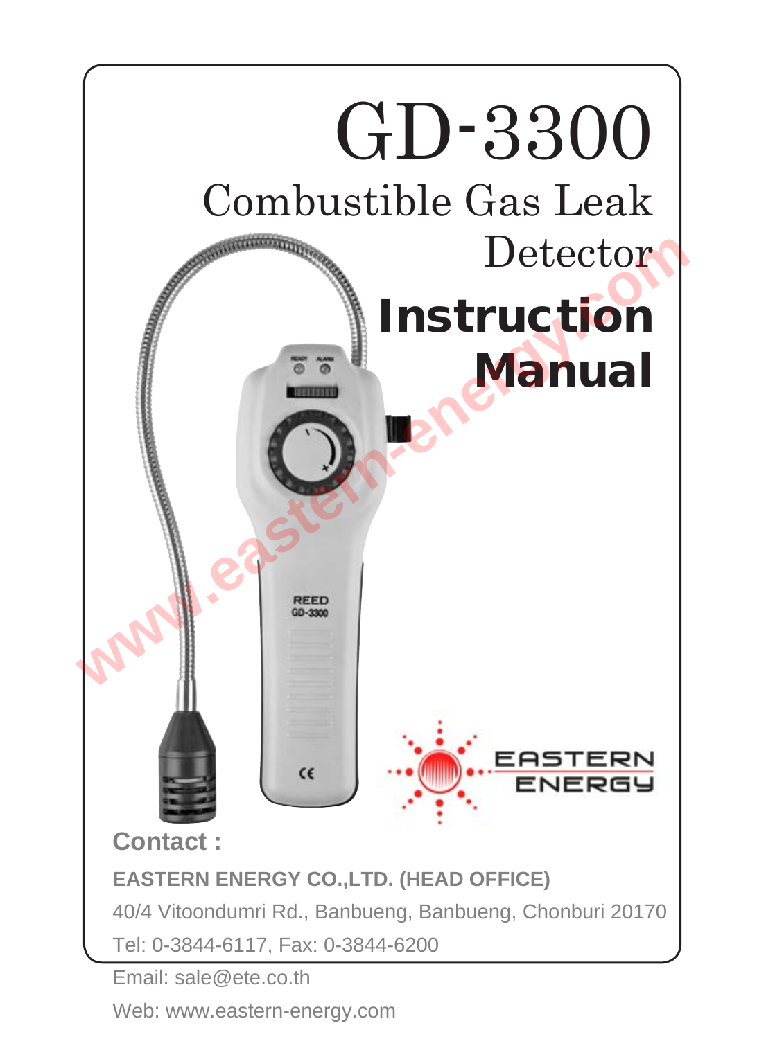# GD-3300

## Combustible Gas Leak Detector

# Instruction Manual

**Contact :**

**EASTERN ENERGY CO.,LTD. (HEAD OFFICE)**

40/4 Vitoondumri Rd., Banbueng, Banbueng, Chonburi 20170

Tel: 0-3844-6117, Fax: 0-3844-6200

Email: sale@ete.co.th

Web: www.eastern-energy.com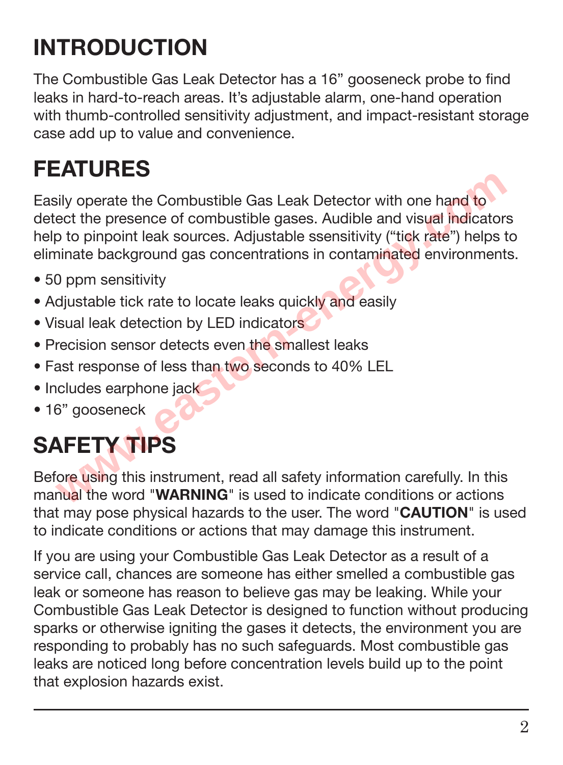# INTRODUCTION

The Combustible Gas Leak Detector has a 16” gooseneck probe to find leaks in hard-to-reach areas. It’s adjustable alarm, one-hand operation with thumb-controlled sensitivity adjustment, and impact-resistant storage case add up to value and convenience.

# FEATURES

Easily operate the Combustible Gas Leak Detector with one hand to detect the presence of combustible gases. Audible and visual indicators help to pinpoint leak sources. Adjustable ssensitivity (“tick rate”) helps to eliminate background gas concentrations in contaminated environments.

- 50 ppm sensitivity
- Adjustable tick rate to locate leaks quickly and easily
- Visual leak detection by LED indicators
- Precision sensor detects even the smallest leaks
- Fast response of less than two seconds to 40% LEL
- Includes earphone jack
- 16” gooseneck

# SAFETY TIPS

Before using this instrument, read all safety information carefully. In this manual the word "**WARNING**" is used to indicate conditions or actions that may pose physical hazards to the user. The word "**CAUTION**" is used to indicate conditions or actions that may damage this instrument.

If you are using your Combustible Gas Leak Detector as a result of a service call, chances are someone has either smelled a combustible gas leak or someone has reason to believe gas may be leaking. While your Combustible Gas Leak Detector is designed to function without producing sparks or otherwise igniting the gases it detects, the environment you are responding to probably has no such safeguards. Most combustible gas leaks are noticed long before concentration levels build up to the point that explosion hazards exist.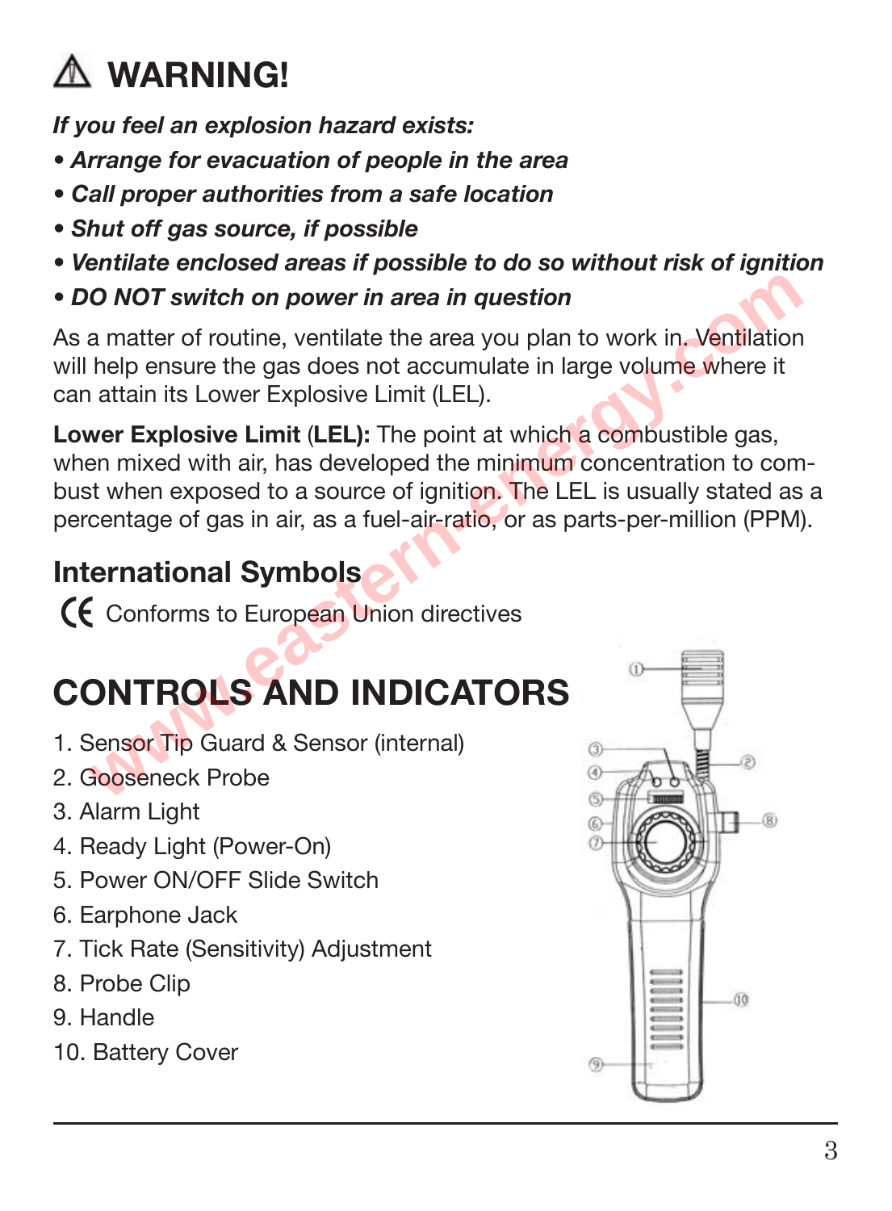# ⚠ WARNING!

***If you feel an explosion hazard exists:***

- ***Arrange for evacuation of people in the area***
- ***Call proper authorities from a safe location***
- ***Shut off gas source, if possible***
- ***Ventilate enclosed areas if possible to do so without risk of ignition***
- ***DO NOT switch on power in area in question***

As a matter of routine, ventilate the area you plan to work in. Ventilation will help ensure the gas does not accumulate in large volume where it can attain its Lower Explosive Limit (LEL).

**Lower Explosive Limit** (**LEL):** The point at which a combustible gas, when mixed with air, has developed the minimum concentration to combust when exposed to a source of ignition. The LEL is usually stated as a percentage of gas in air, as a fuel-air-ratio, or as parts-per-million (PPM).

## International Symbols

CE Conforms to European Union directives

# CONTROLS AND INDICATORS

1. Sensor Tip Guard & Sensor (internal)
2. Gooseneck Probe
3. Alarm Light
4. Ready Light (Power-On)
5. Power ON/OFF Slide Switch
6. Earphone Jack
7. Tick Rate (Sensitivity) Adjustment
8. Probe Clip
9. Handle
10. Battery Cover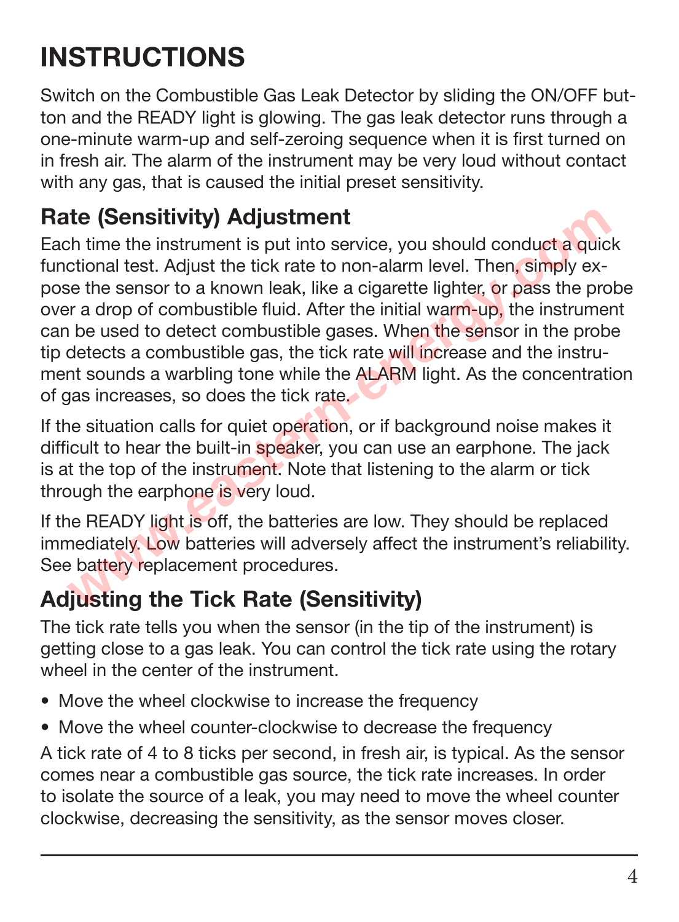# INSTRUCTIONS

Switch on the Combustible Gas Leak Detector by sliding the ON/OFF button and the READY light is glowing. The gas leak detector runs through a one-minute warm-up and self-zeroing sequence when it is first turned on in fresh air. The alarm of the instrument may be very loud without contact with any gas, that is caused the initial preset sensitivity.

## Rate (Sensitivity) Adjustment

Each time the instrument is put into service, you should conduct a quick functional test. Adjust the tick rate to non-alarm level. Then, simply expose the sensor to a known leak, like a cigarette lighter, or pass the probe over a drop of combustible fluid. After the initial warm-up, the instrument can be used to detect combustible gases. When the sensor in the probe tip detects a combustible gas, the tick rate will increase and the instrument sounds a warbling tone while the ALARM light. As the concentration of gas increases, so does the tick rate.

If the situation calls for quiet operation, or if background noise makes it difficult to hear the built-in speaker, you can use an earphone. The jack is at the top of the instrument. Note that listening to the alarm or tick through the earphone is very loud.

If the READY light is off, the batteries are low. They should be replaced immediately. Low batteries will adversely affect the instrument's reliability. See battery replacement procedures.

## Adjusting the Tick Rate (Sensitivity)

The tick rate tells you when the sensor (in the tip of the instrument) is getting close to a gas leak. You can control the tick rate using the rotary wheel in the center of the instrument.

- Move the wheel clockwise to increase the frequency
- Move the wheel counter-clockwise to decrease the frequency

A tick rate of 4 to 8 ticks per second, in fresh air, is typical. As the sensor comes near a combustible gas source, the tick rate increases. In order to isolate the source of a leak, you may need to move the wheel counter clockwise, decreasing the sensitivity, as the sensor moves closer.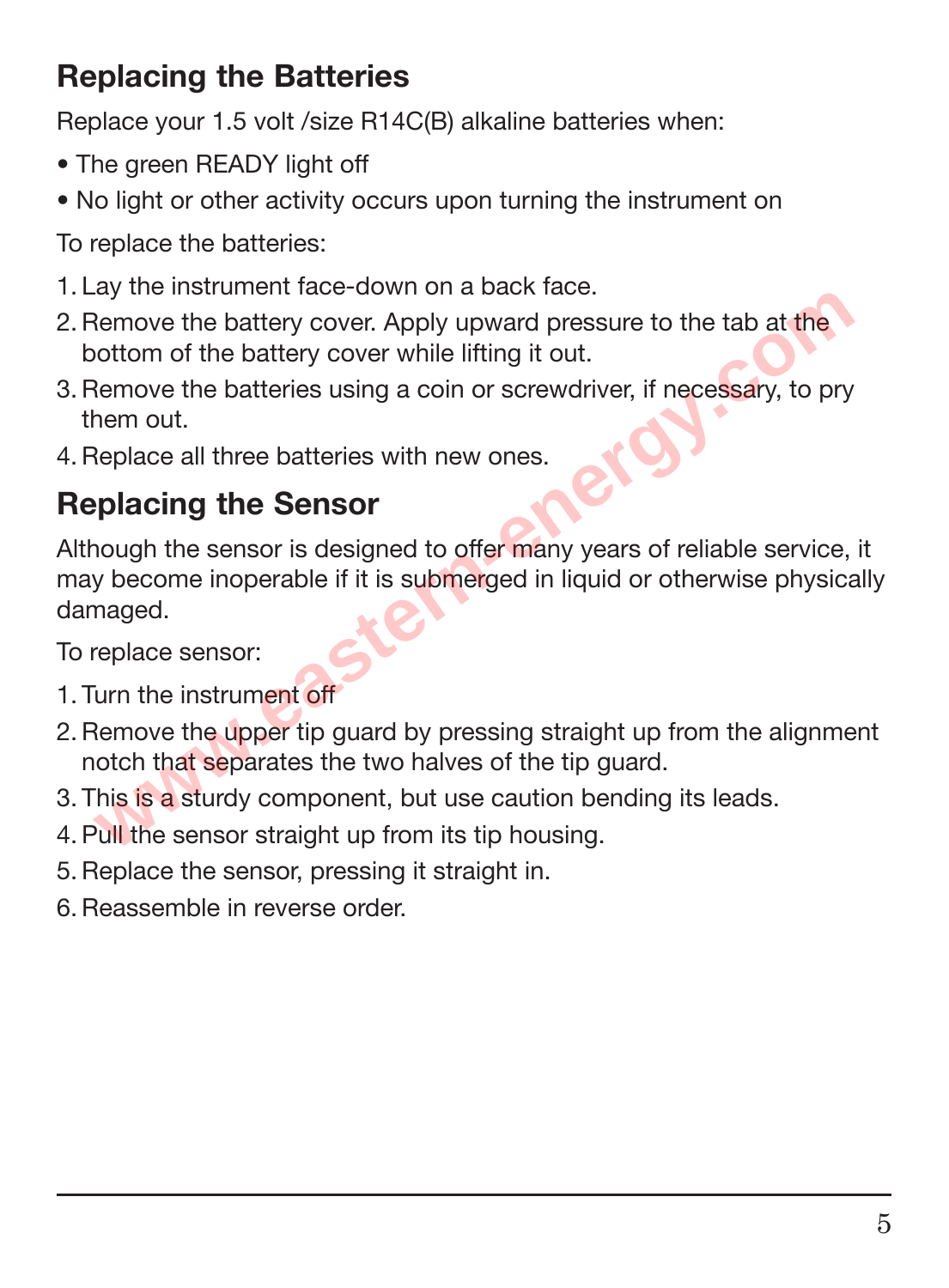## Replacing the Batteries

Replace your 1.5 volt /size R14C(B) alkaline batteries when:

- The green READY light off
- No light or other activity occurs upon turning the instrument on

To replace the batteries:

1. Lay the instrument face-down on a back face.
2. Remove the battery cover. Apply upward pressure to the tab at the bottom of the battery cover while lifting it out.
3. Remove the batteries using a coin or screwdriver, if necessary, to pry them out.
4. Replace all three batteries with new ones.

## Replacing the Sensor

Although the sensor is designed to offer many years of reliable service, it may become inoperable if it is submerged in liquid or otherwise physically damaged.

To replace sensor:

1. Turn the instrument off
2. Remove the upper tip guard by pressing straight up from the alignment notch that separates the two halves of the tip guard.
3. This is a sturdy component, but use caution bending its leads.
4. Pull the sensor straight up from its tip housing.
5. Replace the sensor, pressing it straight in.
6. Reassemble in reverse order.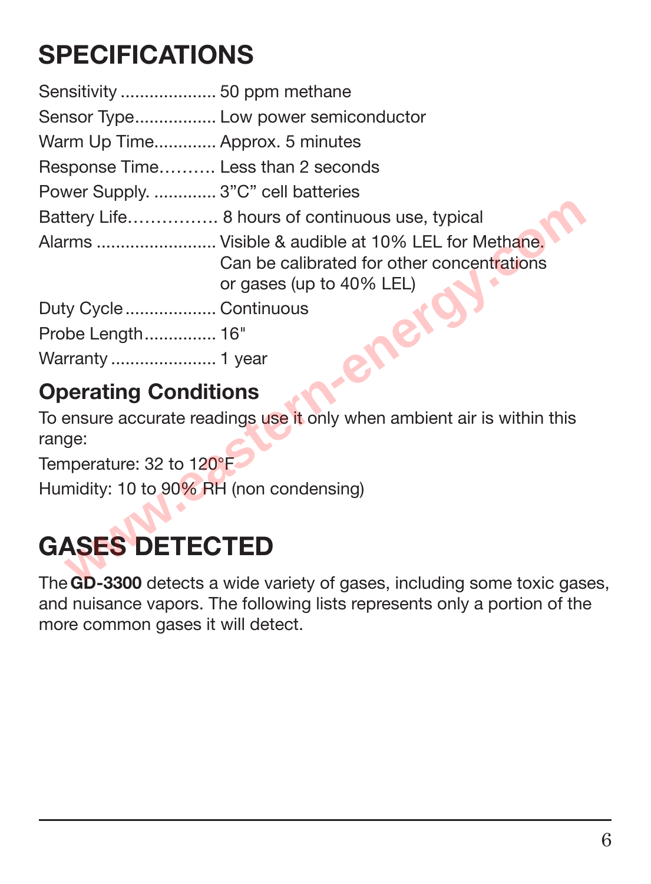# SPECIFICATIONS

| | |
|---|---|
| Sensitivity | 50 ppm methane |
| Sensor Type | Low power semiconductor |
| Warm Up Time | Approx. 5 minutes |
| Response Time | Less than 2 seconds |
| Power Supply. | 3"C" cell batteries |
| Battery Life | 8 hours of continuous use, typical |
| Alarms | Visible & audible at 10% LEL for Methane. Can be calibrated for other concentrations or gases (up to 40% LEL) |
| Duty Cycle | Continuous |
| Probe Length | 16" |
| Warranty | 1 year |

## Operating Conditions

To ensure accurate readings use it only when ambient air is within this range:

Temperature: 32 to 120°F

Humidity: 10 to 90% RH (non condensing)

# GASES DETECTED

The **GD-3300** detects a wide variety of gases, including some toxic gases, and nuisance vapors. The following lists represents only a portion of the more common gases it will detect.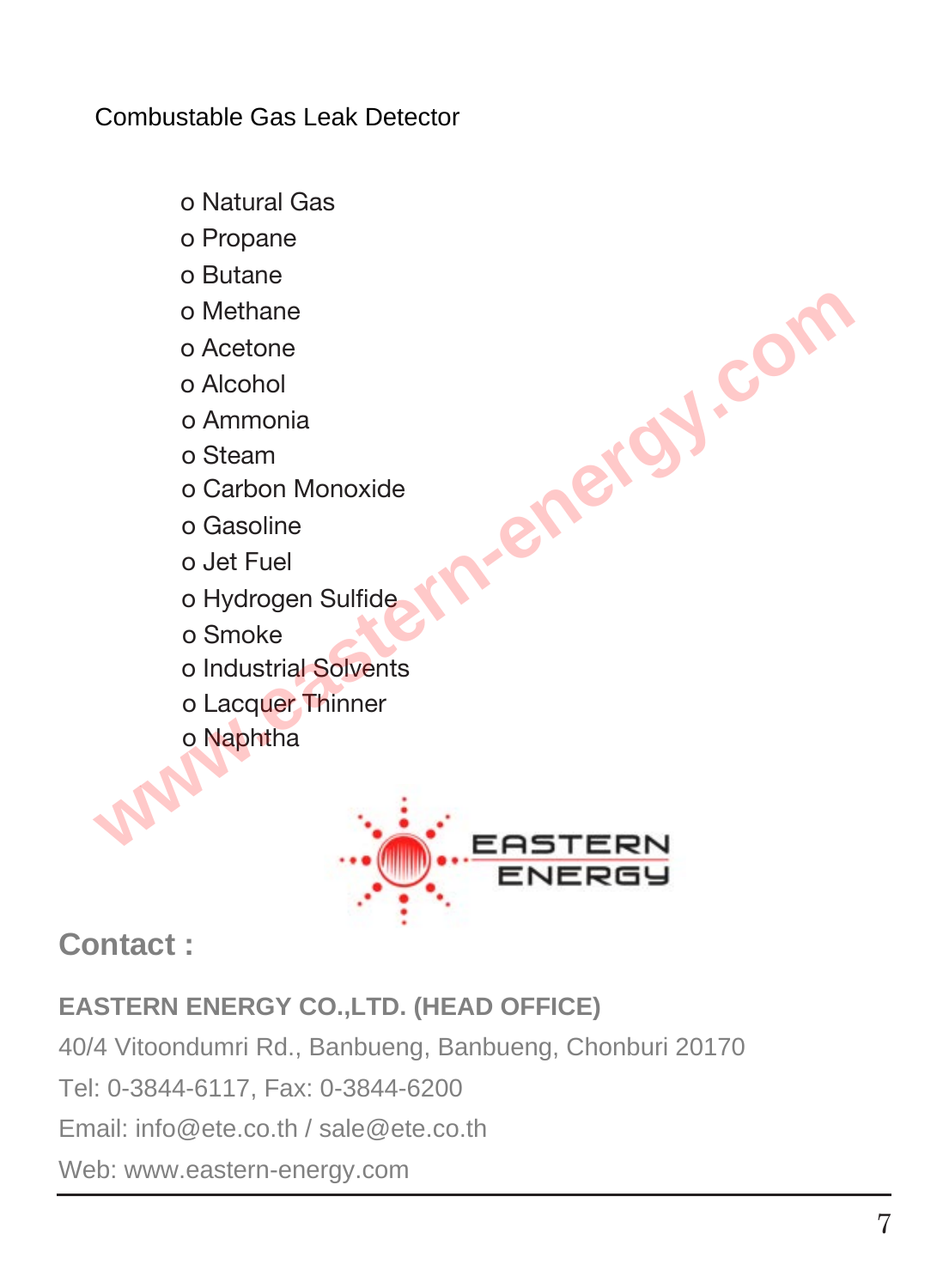Combustable Gas Leak Detector

- Natural Gas
- Propane
- Butane
- Methane
- Acetone
- Alcohol
- Ammonia
- Steam
- Carbon Monoxide
- Gasoline
- Jet Fuel
- Hydrogen Sulfide
- Smoke
- Industrial Solvents
- Lacquer Thinner
- Naphtha

EASTERN ENERGY

## Contact :

**EASTERN ENERGY CO.,LTD. (HEAD OFFICE)**

40/4 Vitoondumri Rd., Banbueng, Banbueng, Chonburi 20170

Tel: 0-3844-6117, Fax: 0-3844-6200

Email: info@ete.co.th / sale@ete.co.th

Web: www.eastern-energy.com